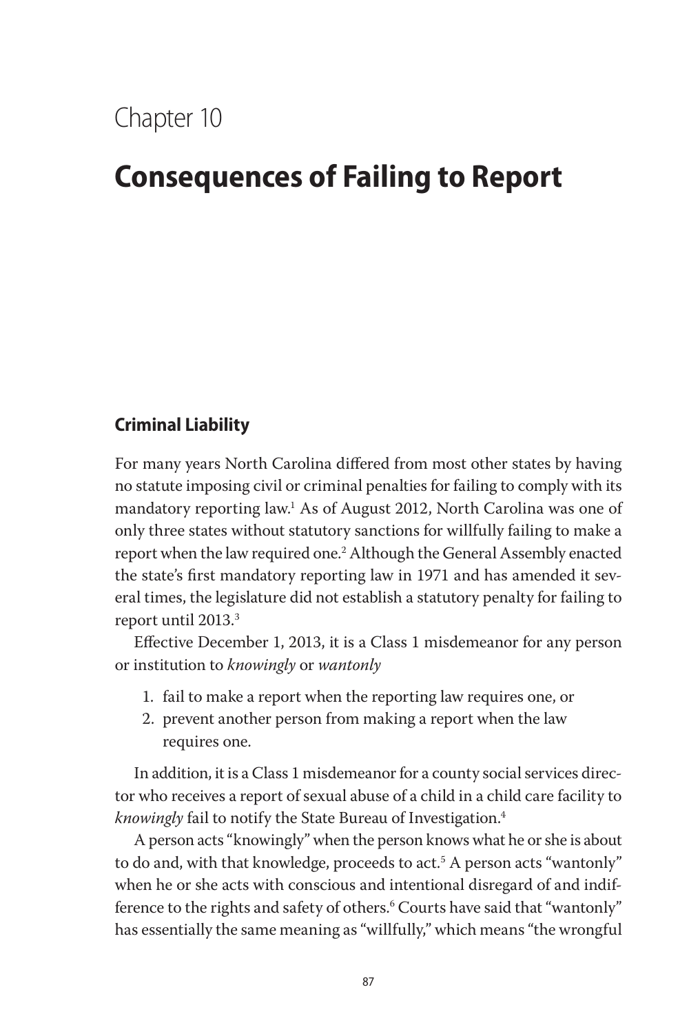# Chapter 10

# Consequences of Failing to Report

## Criminal Liability

For many years North Carolina differed from most other states by having no statute imposing civil or criminal penalties for failing to comply with its mandatory reporting law.[1] As of August 2012, North Carolina was one of only three states without statutory sanctions for willfully failing to make a report when the law required one.[2] Although the General Assembly enacted the state's first mandatory reporting law in 1971 and has amended it several times, the legislature did not establish a statutory penalty for failing to report until 2013.[3]

Effective December 1, 2013, it is a Class 1 misdemeanor for any person or institution to *knowingly* or *wantonly*

1. fail to make a report when the reporting law requires one, or
2. prevent another person from making a report when the law requires one.

In addition, it is a Class 1 misdemeanor for a county social services director who receives a report of sexual abuse of a child in a child care facility to *knowingly* fail to notify the State Bureau of Investigation.[4]

A person acts "knowingly" when the person knows what he or she is about to do and, with that knowledge, proceeds to act.[5] A person acts "wantonly" when he or she acts with conscious and intentional disregard of and indifference to the rights and safety of others.[6] Courts have said that "wantonly" has essentially the same meaning as "willfully," which means "the wrongful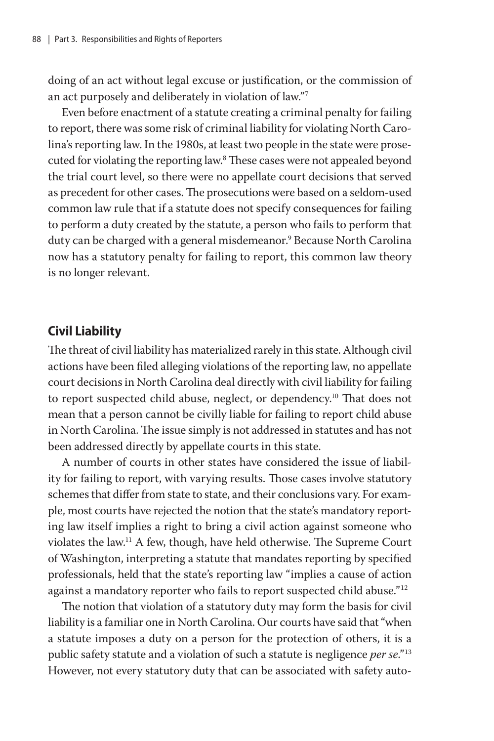doing of an act without legal excuse or justification, or the commission of an act purposely and deliberately in violation of law."[7]

Even before enactment of a statute creating a criminal penalty for failing to report, there was some risk of criminal liability for violating North Carolina's reporting law. In the 1980s, at least two people in the state were prosecuted for violating the reporting law.[8] These cases were not appealed beyond the trial court level, so there were no appellate court decisions that served as precedent for other cases. The prosecutions were based on a seldom-used common law rule that if a statute does not specify consequences for failing to perform a duty created by the statute, a person who fails to perform that duty can be charged with a general misdemeanor.[9] Because North Carolina now has a statutory penalty for failing to report, this common law theory is no longer relevant.

## Civil Liability

The threat of civil liability has materialized rarely in this state. Although civil actions have been filed alleging violations of the reporting law, no appellate court decisions in North Carolina deal directly with civil liability for failing to report suspected child abuse, neglect, or dependency.[10] That does not mean that a person cannot be civilly liable for failing to report child abuse in North Carolina. The issue simply is not addressed in statutes and has not been addressed directly by appellate courts in this state.

A number of courts in other states have considered the issue of liability for failing to report, with varying results. Those cases involve statutory schemes that differ from state to state, and their conclusions vary. For example, most courts have rejected the notion that the state's mandatory reporting law itself implies a right to bring a civil action against someone who violates the law.[11] A few, though, have held otherwise. The Supreme Court of Washington, interpreting a statute that mandates reporting by specified professionals, held that the state's reporting law "implies a cause of action against a mandatory reporter who fails to report suspected child abuse."[12]

The notion that violation of a statutory duty may form the basis for civil liability is a familiar one in North Carolina. Our courts have said that "when a statute imposes a duty on a person for the protection of others, it is a public safety statute and a violation of such a statute is negligence *per se*."[13] However, not every statutory duty that can be associated with safety auto-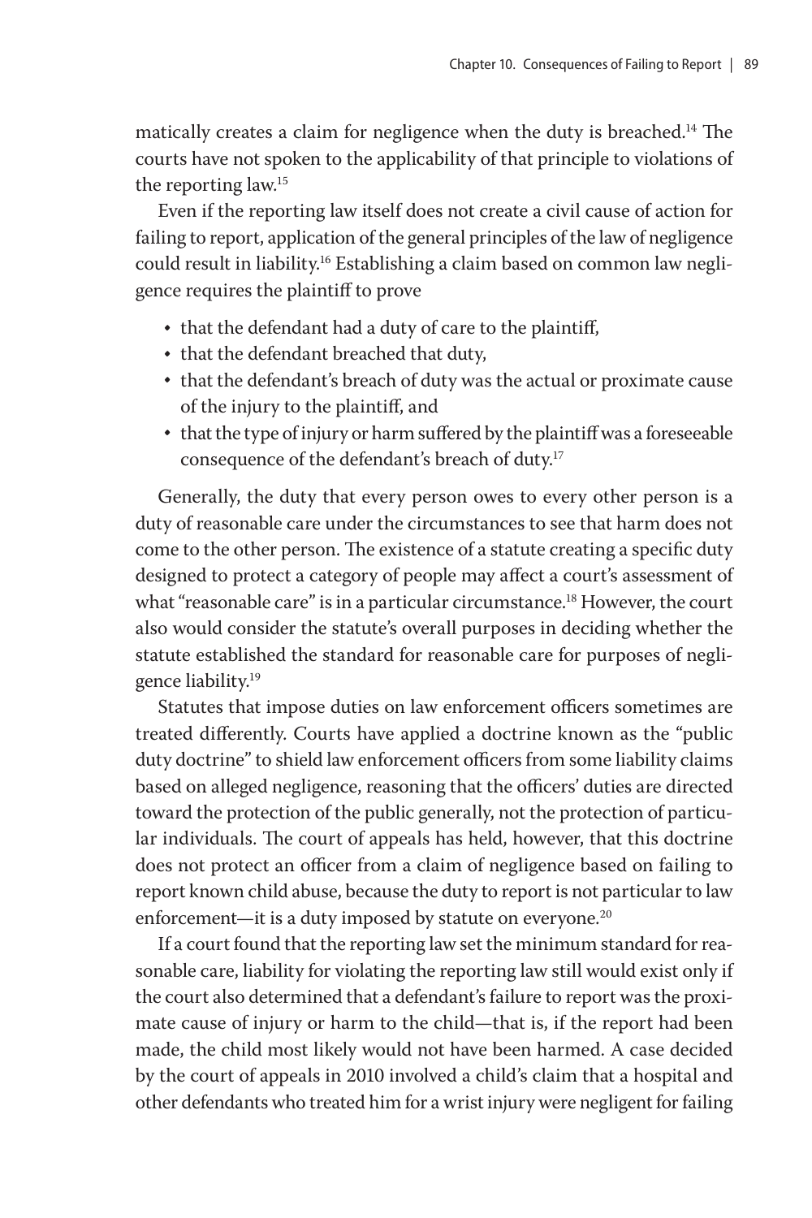matically creates a claim for negligence when the duty is breached.[14] The courts have not spoken to the applicability of that principle to violations of the reporting law.[15]

Even if the reporting law itself does not create a civil cause of action for failing to report, application of the general principles of the law of negligence could result in liability.[16] Establishing a claim based on common law negligence requires the plaintiff to prove

- that the defendant had a duty of care to the plaintiff,
- that the defendant breached that duty,
- that the defendant's breach of duty was the actual or proximate cause of the injury to the plaintiff, and
- that the type of injury or harm suffered by the plaintiff was a foreseeable consequence of the defendant's breach of duty.[17]

Generally, the duty that every person owes to every other person is a duty of reasonable care under the circumstances to see that harm does not come to the other person. The existence of a statute creating a specific duty designed to protect a category of people may affect a court's assessment of what "reasonable care" is in a particular circumstance.[18] However, the court also would consider the statute's overall purposes in deciding whether the statute established the standard for reasonable care for purposes of negligence liability.[19]

Statutes that impose duties on law enforcement officers sometimes are treated differently. Courts have applied a doctrine known as the "public duty doctrine" to shield law enforcement officers from some liability claims based on alleged negligence, reasoning that the officers' duties are directed toward the protection of the public generally, not the protection of particular individuals. The court of appeals has held, however, that this doctrine does not protect an officer from a claim of negligence based on failing to report known child abuse, because the duty to report is not particular to law enforcement—it is a duty imposed by statute on everyone.[20]

If a court found that the reporting law set the minimum standard for reasonable care, liability for violating the reporting law still would exist only if the court also determined that a defendant's failure to report was the proximate cause of injury or harm to the child—that is, if the report had been made, the child most likely would not have been harmed. A case decided by the court of appeals in 2010 involved a child's claim that a hospital and other defendants who treated him for a wrist injury were negligent for failing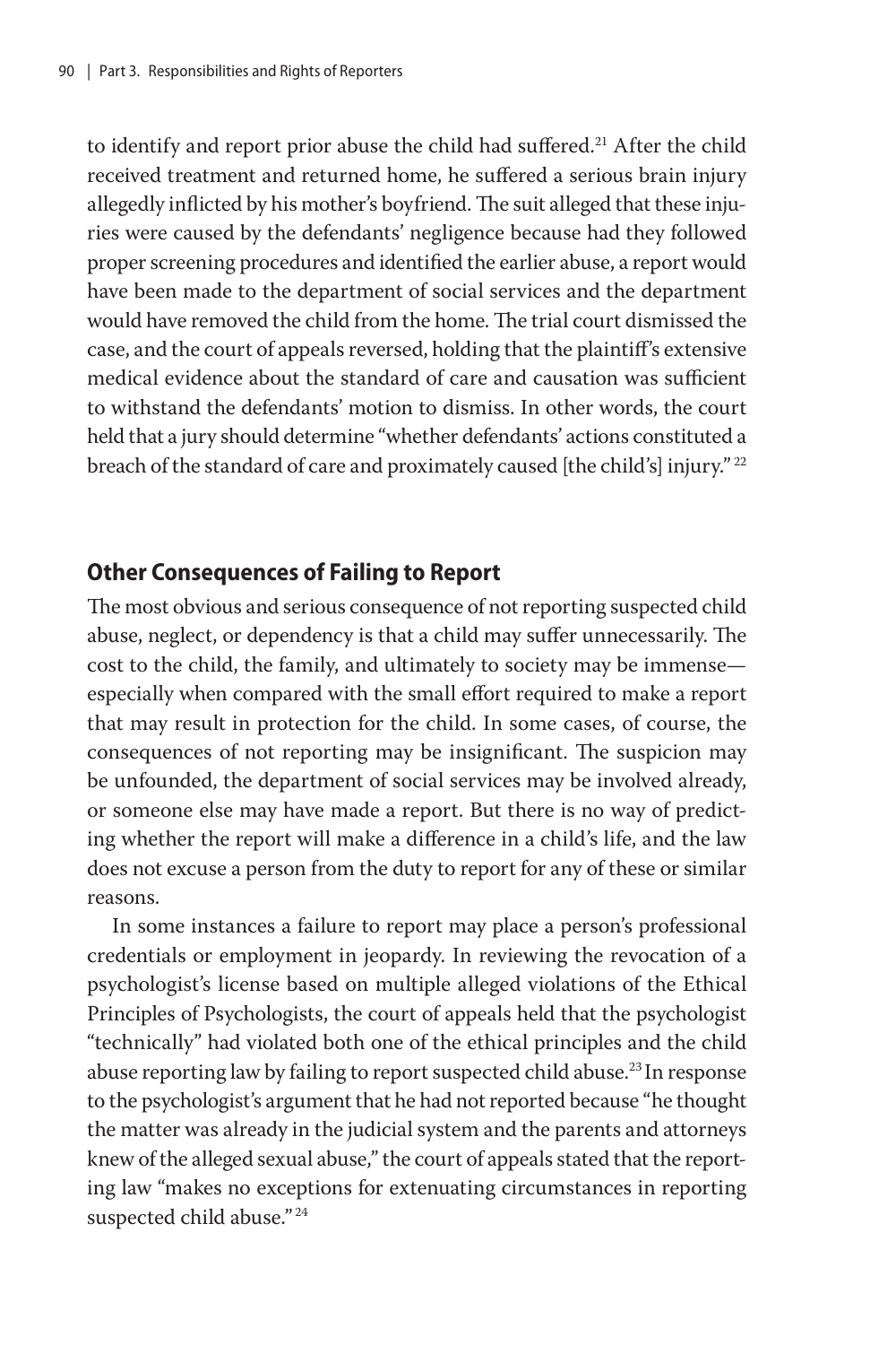to identify and report prior abuse the child had suffered.[21] After the child received treatment and returned home, he suffered a serious brain injury allegedly inflicted by his mother's boyfriend. The suit alleged that these injuries were caused by the defendants' negligence because had they followed proper screening procedures and identified the earlier abuse, a report would have been made to the department of social services and the department would have removed the child from the home. The trial court dismissed the case, and the court of appeals reversed, holding that the plaintiff's extensive medical evidence about the standard of care and causation was sufficient to withstand the defendants' motion to dismiss. In other words, the court held that a jury should determine "whether defendants' actions constituted a breach of the standard of care and proximately caused [the child's] injury."[22]

## Other Consequences of Failing to Report

The most obvious and serious consequence of not reporting suspected child abuse, neglect, or dependency is that a child may suffer unnecessarily. The cost to the child, the family, and ultimately to society may be immense—especially when compared with the small effort required to make a report that may result in protection for the child. In some cases, of course, the consequences of not reporting may be insignificant. The suspicion may be unfounded, the department of social services may be involved already, or someone else may have made a report. But there is no way of predicting whether the report will make a difference in a child's life, and the law does not excuse a person from the duty to report for any of these or similar reasons.

In some instances a failure to report may place a person's professional credentials or employment in jeopardy. In reviewing the revocation of a psychologist's license based on multiple alleged violations of the Ethical Principles of Psychologists, the court of appeals held that the psychologist "technically" had violated both one of the ethical principles and the child abuse reporting law by failing to report suspected child abuse.[23] In response to the psychologist's argument that he had not reported because "he thought the matter was already in the judicial system and the parents and attorneys knew of the alleged sexual abuse," the court of appeals stated that the reporting law "makes no exceptions for extenuating circumstances in reporting suspected child abuse."[24]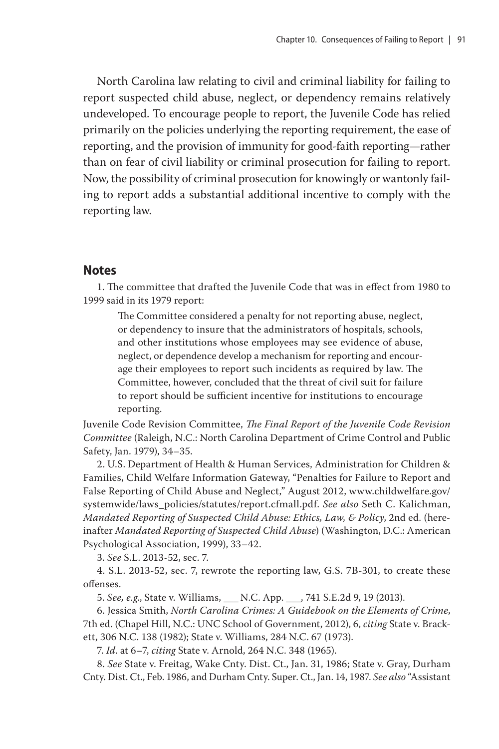North Carolina law relating to civil and criminal liability for failing to report suspected child abuse, neglect, or dependency remains relatively undeveloped. To encourage people to report, the Juvenile Code has relied primarily on the policies underlying the reporting requirement, the ease of reporting, and the provision of immunity for good-faith reporting—rather than on fear of civil liability or criminal prosecution for failing to report. Now, the possibility of criminal prosecution for knowingly or wantonly failing to report adds a substantial additional incentive to comply with the reporting law.

## Notes

1. The committee that drafted the Juvenile Code that was in effect from 1980 to 1999 said in its 1979 report:

> The Committee considered a penalty for not reporting abuse, neglect, or dependency to insure that the administrators of hospitals, schools, and other institutions whose employees may see evidence of abuse, neglect, or dependence develop a mechanism for reporting and encourage their employees to report such incidents as required by law. The Committee, however, concluded that the threat of civil suit for failure to report should be sufficient incentive for institutions to encourage reporting.

Juvenile Code Revision Committee, *The Final Report of the Juvenile Code Revision Committee* (Raleigh, N.C.: North Carolina Department of Crime Control and Public Safety, Jan. 1979), 34–35.

2. U.S. Department of Health & Human Services, Administration for Children & Families, Child Welfare Information Gateway, "Penalties for Failure to Report and False Reporting of Child Abuse and Neglect," August 2012, www.childwelfare.gov/systemwide/laws_policies/statutes/report.cfmall.pdf. *See also* Seth C. Kalichman, *Mandated Reporting of Suspected Child Abuse: Ethics, Law, & Policy*, 2nd ed. (hereinafter *Mandated Reporting of Suspected Child Abuse*) (Washington, D.C.: American Psychological Association, 1999), 33–42.

3. *See* S.L. 2013-52, sec. 7.

4. S.L. 2013-52, sec. 7, rewrote the reporting law, G.S. 7B-301, to create these offenses.

5. *See, e.g.*, State v. Williams, ___ N.C. App. ___, 741 S.E.2d 9, 19 (2013).

6. Jessica Smith, *North Carolina Crimes: A Guidebook on the Elements of Crime*, 7th ed. (Chapel Hill, N.C.: UNC School of Government, 2012), 6, *citing* State v. Brackett, 306 N.C. 138 (1982); State v. Williams, 284 N.C. 67 (1973).

7. *Id*. at 6–7, *citing* State v. Arnold, 264 N.C. 348 (1965).

8. *See* State v. Freitag, Wake Cnty. Dist. Ct., Jan. 31, 1986; State v. Gray, Durham Cnty. Dist. Ct., Feb. 1986, and Durham Cnty. Super. Ct., Jan. 14, 1987. *See also* "Assistant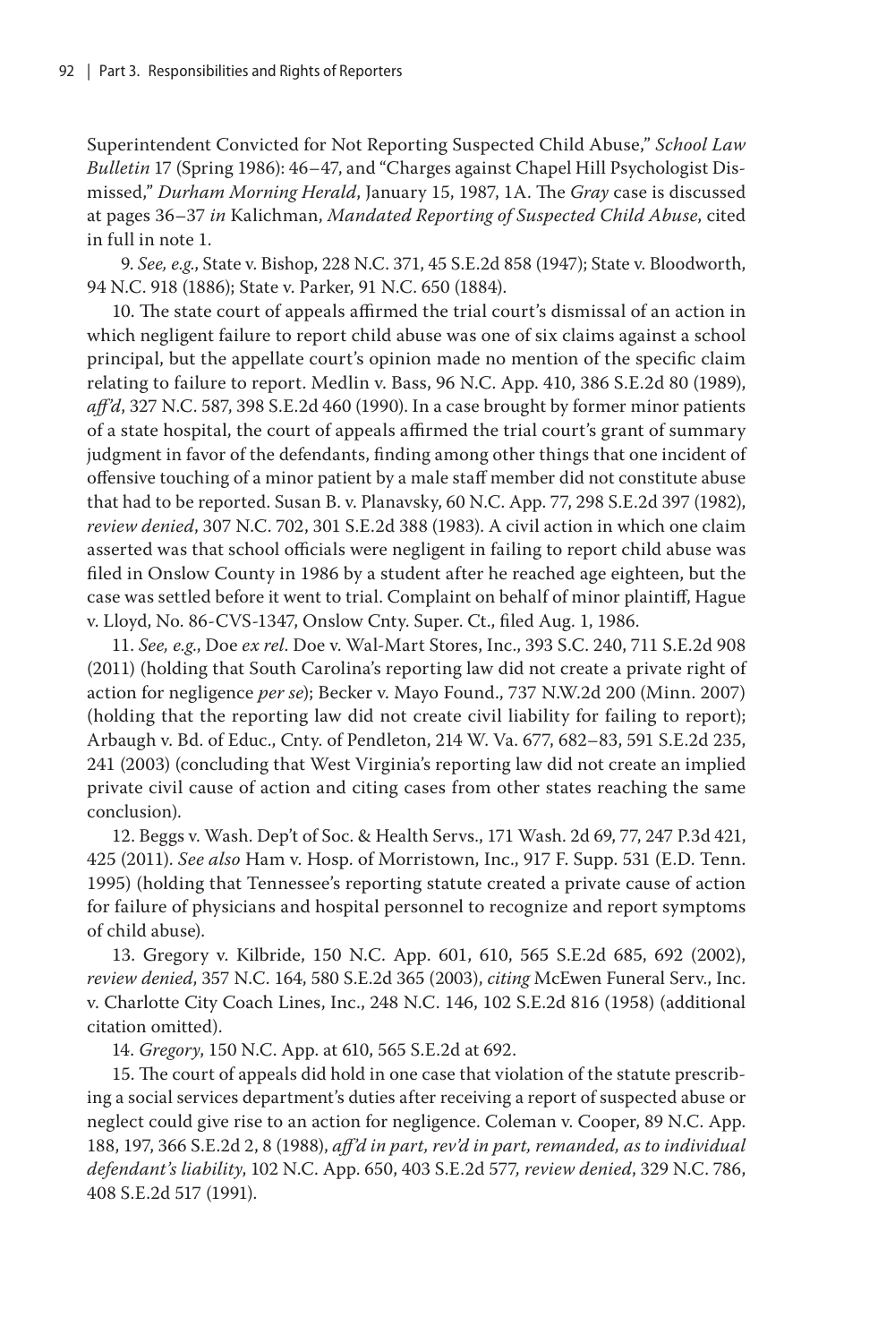Superintendent Convicted for Not Reporting Suspected Child Abuse," *School Law Bulletin* 17 (Spring 1986): 46–47, and "Charges against Chapel Hill Psychologist Dismissed," *Durham Morning Herald*, January 15, 1987, 1A. The *Gray* case is discussed at pages 36–37 *in* Kalichman, *Mandated Reporting of Suspected Child Abuse*, cited in full in note 1.

9. *See, e.g.*, State v. Bishop, 228 N.C. 371, 45 S.E.2d 858 (1947); State v. Bloodworth, 94 N.C. 918 (1886); State v. Parker, 91 N.C. 650 (1884).

10. The state court of appeals affirmed the trial court's dismissal of an action in which negligent failure to report child abuse was one of six claims against a school principal, but the appellate court's opinion made no mention of the specific claim relating to failure to report. Medlin v. Bass, 96 N.C. App. 410, 386 S.E.2d 80 (1989), *aff'd*, 327 N.C. 587, 398 S.E.2d 460 (1990). In a case brought by former minor patients of a state hospital, the court of appeals affirmed the trial court's grant of summary judgment in favor of the defendants, finding among other things that one incident of offensive touching of a minor patient by a male staff member did not constitute abuse that had to be reported. Susan B. v. Planavsky, 60 N.C. App. 77, 298 S.E.2d 397 (1982), *review denied*, 307 N.C. 702, 301 S.E.2d 388 (1983). A civil action in which one claim asserted was that school officials were negligent in failing to report child abuse was filed in Onslow County in 1986 by a student after he reached age eighteen, but the case was settled before it went to trial. Complaint on behalf of minor plaintiff, Hague v. Lloyd, No. 86-CVS-1347, Onslow Cnty. Super. Ct., filed Aug. 1, 1986.

11. *See, e.g.*, Doe *ex rel.* Doe v. Wal-Mart Stores, Inc., 393 S.C. 240, 711 S.E.2d 908 (2011) (holding that South Carolina's reporting law did not create a private right of action for negligence *per se*); Becker v. Mayo Found., 737 N.W.2d 200 (Minn. 2007) (holding that the reporting law did not create civil liability for failing to report); Arbaugh v. Bd. of Educ., Cnty. of Pendleton, 214 W. Va. 677, 682–83, 591 S.E.2d 235, 241 (2003) (concluding that West Virginia's reporting law did not create an implied private civil cause of action and citing cases from other states reaching the same conclusion).

12. Beggs v. Wash. Dep't of Soc. & Health Servs., 171 Wash. 2d 69, 77, 247 P.3d 421, 425 (2011). *See also* Ham v. Hosp. of Morristown, Inc., 917 F. Supp. 531 (E.D. Tenn. 1995) (holding that Tennessee's reporting statute created a private cause of action for failure of physicians and hospital personnel to recognize and report symptoms of child abuse).

13. Gregory v. Kilbride, 150 N.C. App. 601, 610, 565 S.E.2d 685, 692 (2002), *review denied*, 357 N.C. 164, 580 S.E.2d 365 (2003), *citing* McEwen Funeral Serv., Inc. v. Charlotte City Coach Lines, Inc., 248 N.C. 146, 102 S.E.2d 816 (1958) (additional citation omitted).

14. *Gregory*, 150 N.C. App. at 610, 565 S.E.2d at 692.

15. The court of appeals did hold in one case that violation of the statute prescribing a social services department's duties after receiving a report of suspected abuse or neglect could give rise to an action for negligence. Coleman v. Cooper, 89 N.C. App. 188, 197, 366 S.E.2d 2, 8 (1988), *aff'd in part, rev'd in part, remanded, as to individual defendant's liability*, 102 N.C. App. 650, 403 S.E.2d 577, *review denied*, 329 N.C. 786, 408 S.E.2d 517 (1991).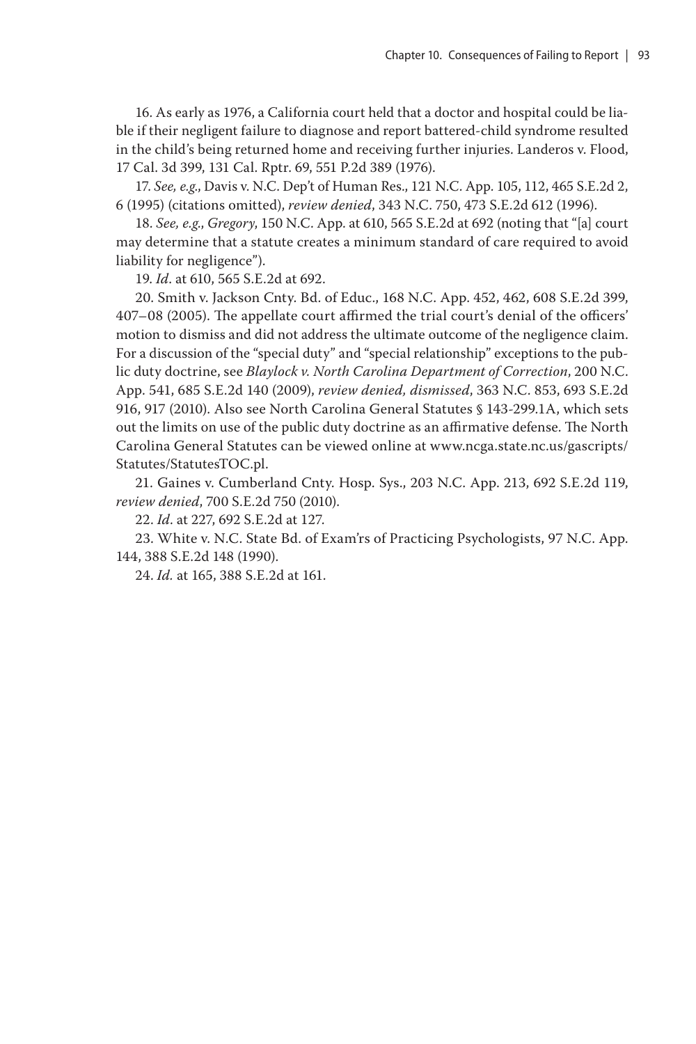16. As early as 1976, a California court held that a doctor and hospital could be liable if their negligent failure to diagnose and report battered-child syndrome resulted in the child's being returned home and receiving further injuries. Landeros v. Flood, 17 Cal. 3d 399, 131 Cal. Rptr. 69, 551 P.2d 389 (1976).

17. *See, e.g.*, Davis v. N.C. Dep't of Human Res., 121 N.C. App. 105, 112, 465 S.E.2d 2, 6 (1995) (citations omitted), *review denied*, 343 N.C. 750, 473 S.E.2d 612 (1996).

18. *See, e.g.*, *Gregory*, 150 N.C. App. at 610, 565 S.E.2d at 692 (noting that "[a] court may determine that a statute creates a minimum standard of care required to avoid liability for negligence").

19. *Id*. at 610, 565 S.E.2d at 692.

20. Smith v. Jackson Cnty. Bd. of Educ., 168 N.C. App. 452, 462, 608 S.E.2d 399, 407–08 (2005). The appellate court affirmed the trial court's denial of the officers' motion to dismiss and did not address the ultimate outcome of the negligence claim. For a discussion of the "special duty" and "special relationship" exceptions to the public duty doctrine, see *Blaylock v. North Carolina Department of Correction*, 200 N.C. App. 541, 685 S.E.2d 140 (2009), *review denied, dismissed*, 363 N.C. 853, 693 S.E.2d 916, 917 (2010). Also see North Carolina General Statutes § 143-299.1A, which sets out the limits on use of the public duty doctrine as an affirmative defense. The North Carolina General Statutes can be viewed online at www.ncga.state.nc.us/gascripts/Statutes/StatutesTOC.pl.

21. Gaines v. Cumberland Cnty. Hosp. Sys., 203 N.C. App. 213, 692 S.E.2d 119, *review denied*, 700 S.E.2d 750 (2010).

22. *Id*. at 227, 692 S.E.2d at 127.

23. White v. N.C. State Bd. of Exam'rs of Practicing Psychologists, 97 N.C. App. 144, 388 S.E.2d 148 (1990).

24. *Id.* at 165, 388 S.E.2d at 161.